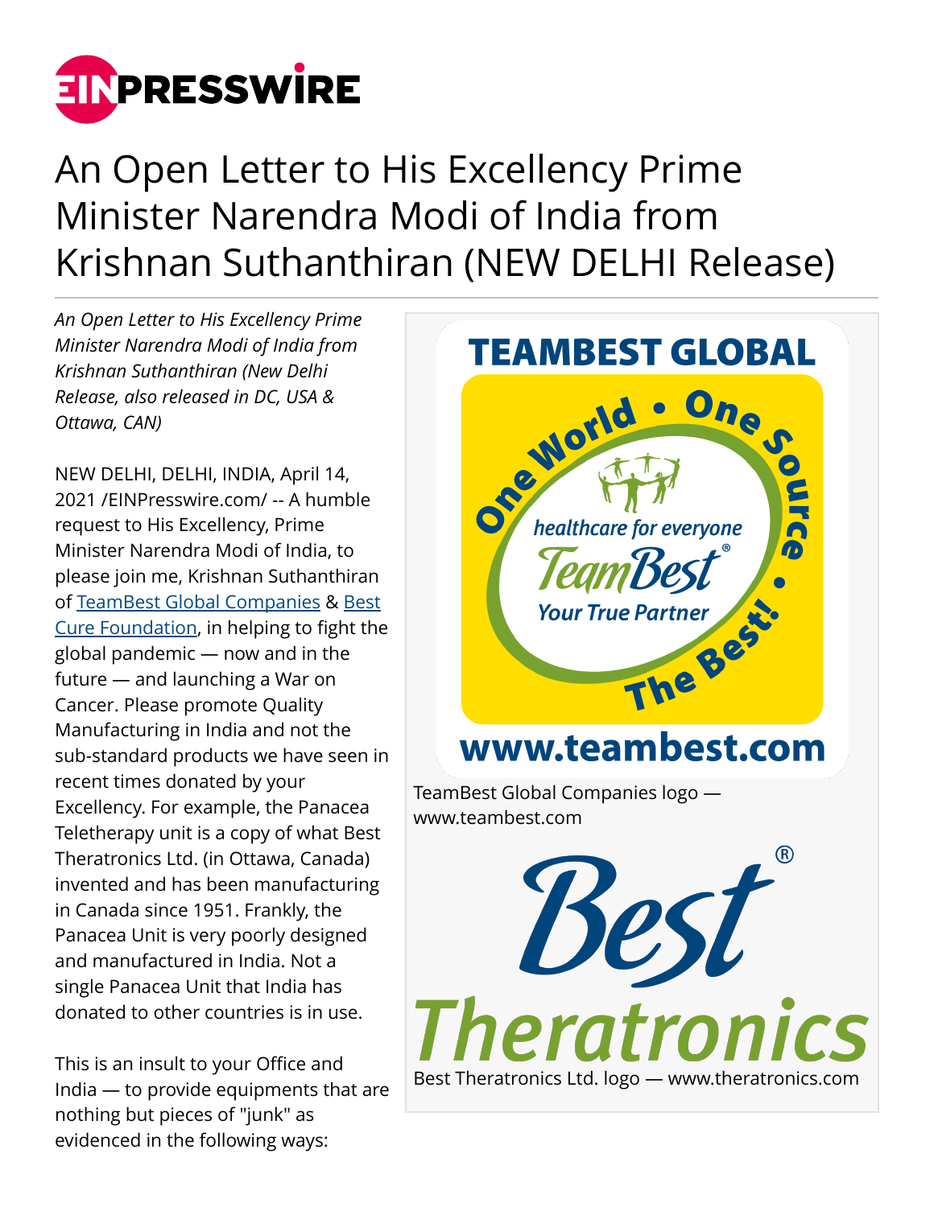# An Open Letter to His Excellency Prime Minister Narendra Modi of India from Krishnan Suthanthiran (NEW DELHI Release)

*An Open Letter to His Excellency Prime Minister Narendra Modi of India from Krishnan Suthanthiran (New Delhi Release, also released in DC, USA & Ottawa, CAN)*

NEW DELHI, DELHI, INDIA, April 14, 2021 /EINPresswire.com/ -- A humble request to His Excellency, Prime Minister Narendra Modi of India, to please join me, Krishnan Suthanthiran of TeamBest Global Companies & Best Cure Foundation, in helping to fight the global pandemic — now and in the future — and launching a War on Cancer. Please promote Quality Manufacturing in India and not the sub-standard products we have seen in recent times donated by your Excellency. For example, the Panacea Teletherapy unit is a copy of what Best Theratronics Ltd. (in Ottawa, Canada) invented and has been manufacturing in Canada since 1951. Frankly, the Panacea Unit is very poorly designed and manufactured in India. Not a single Panacea Unit that India has donated to other countries is in use.

This is an insult to your Office and India — to provide equipments that are nothing but pieces of "junk" as evidenced in the following ways:

TeamBest Global Companies logo — www.teambest.com

Best Theratronics Ltd. logo — www.theratronics.com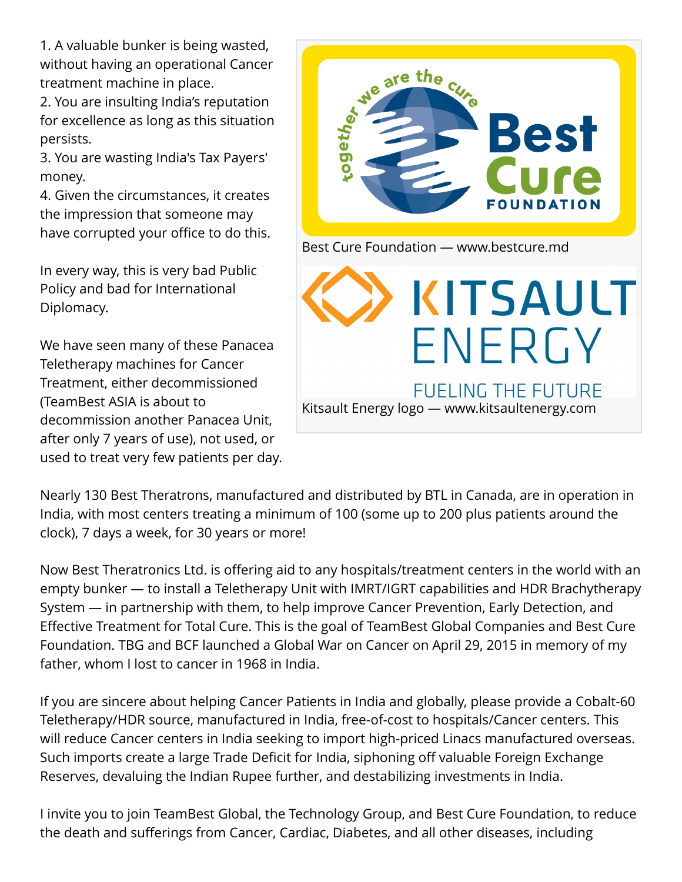1. A valuable bunker is being wasted, without having an operational Cancer treatment machine in place.
2. You are insulting India's reputation for excellence as long as this situation persists.
3. You are wasting India's Tax Payers' money.
4. Given the circumstances, it creates the impression that someone may have corrupted your office to do this.

In every way, this is very bad Public Policy and bad for International Diplomacy.

We have seen many of these Panacea Teletherapy machines for Cancer Treatment, either decommissioned (TeamBest ASIA is about to decommission another Panacea Unit, after only 7 years of use), not used, or used to treat very few patients per day.

Best Cure Foundation — www.bestcure.md

Kitsault Energy logo — www.kitsaultenergy.com

Nearly 130 Best Theratrons, manufactured and distributed by BTL in Canada, are in operation in India, with most centers treating a minimum of 100 (some up to 200 plus patients around the clock), 7 days a week, for 30 years or more!

Now Best Theratronics Ltd. is offering aid to any hospitals/treatment centers in the world with an empty bunker — to install a Teletherapy Unit with IMRT/IGRT capabilities and HDR Brachytherapy System — in partnership with them, to help improve Cancer Prevention, Early Detection, and Effective Treatment for Total Cure. This is the goal of TeamBest Global Companies and Best Cure Foundation. TBG and BCF launched a Global War on Cancer on April 29, 2015 in memory of my father, whom I lost to cancer in 1968 in India.

If you are sincere about helping Cancer Patients in India and globally, please provide a Cobalt-60 Teletherapy/HDR source, manufactured in India, free-of-cost to hospitals/Cancer centers. This will reduce Cancer centers in India seeking to import high-priced Linacs manufactured overseas. Such imports create a large Trade Deficit for India, siphoning off valuable Foreign Exchange Reserves, devaluing the Indian Rupee further, and destabilizing investments in India.

I invite you to join TeamBest Global, the Technology Group, and Best Cure Foundation, to reduce the death and sufferings from Cancer, Cardiac, Diabetes, and all other diseases, including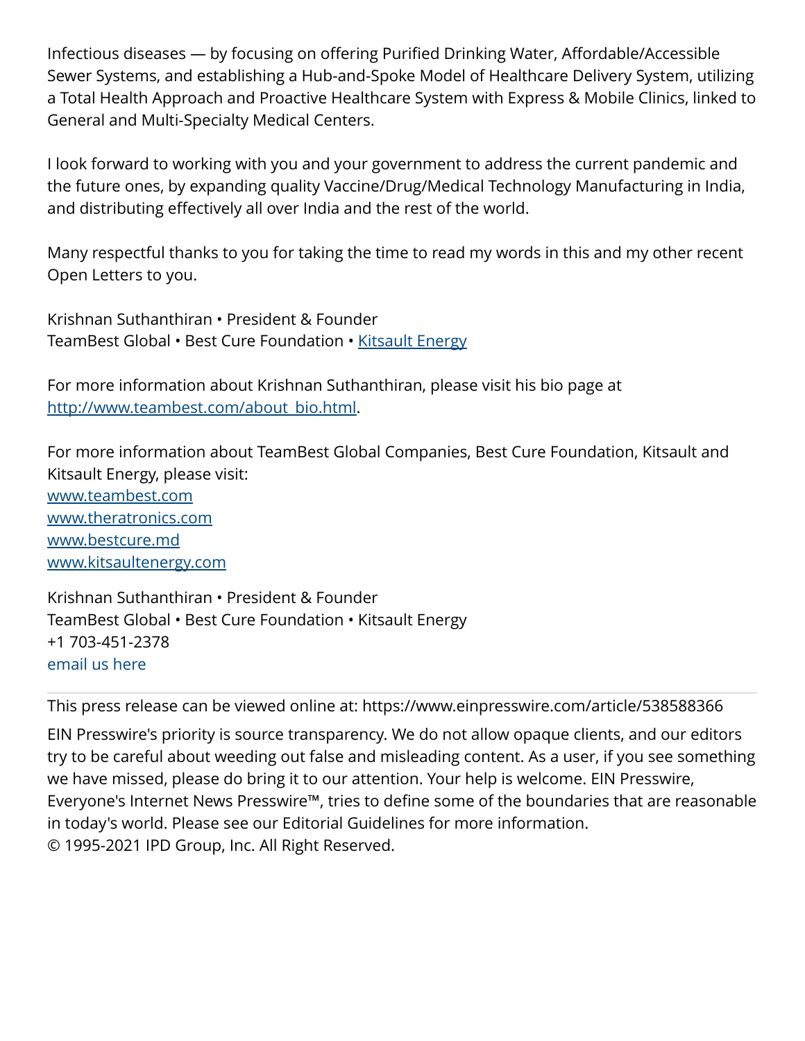Infectious diseases — by focusing on offering Purified Drinking Water, Affordable/Accessible Sewer Systems, and establishing a Hub-and-Spoke Model of Healthcare Delivery System, utilizing a Total Health Approach and Proactive Healthcare System with Express & Mobile Clinics, linked to General and Multi-Specialty Medical Centers.

I look forward to working with you and your government to address the current pandemic and the future ones, by expanding quality Vaccine/Drug/Medical Technology Manufacturing in India, and distributing effectively all over India and the rest of the world.

Many respectful thanks to you for taking the time to read my words in this and my other recent Open Letters to you.

Krishnan Suthanthiran • President & Founder
TeamBest Global • Best Cure Foundation • Kitsault Energy

For more information about Krishnan Suthanthiran, please visit his bio page at http://www.teambest.com/about_bio.html.

For more information about TeamBest Global Companies, Best Cure Foundation, Kitsault and Kitsault Energy, please visit:
www.teambest.com
www.theratronics.com
www.bestcure.md
www.kitsaultenergy.com

Krishnan Suthanthiran • President & Founder
TeamBest Global • Best Cure Foundation • Kitsault Energy
+1 703-451-2378
email us here

This press release can be viewed online at: https://www.einpresswire.com/article/538588366

EIN Presswire's priority is source transparency. We do not allow opaque clients, and our editors try to be careful about weeding out false and misleading content. As a user, if you see something we have missed, please do bring it to our attention. Your help is welcome. EIN Presswire, Everyone's Internet News Presswire™, tries to define some of the boundaries that are reasonable in today's world. Please see our Editorial Guidelines for more information.
© 1995-2021 IPD Group, Inc. All Right Reserved.